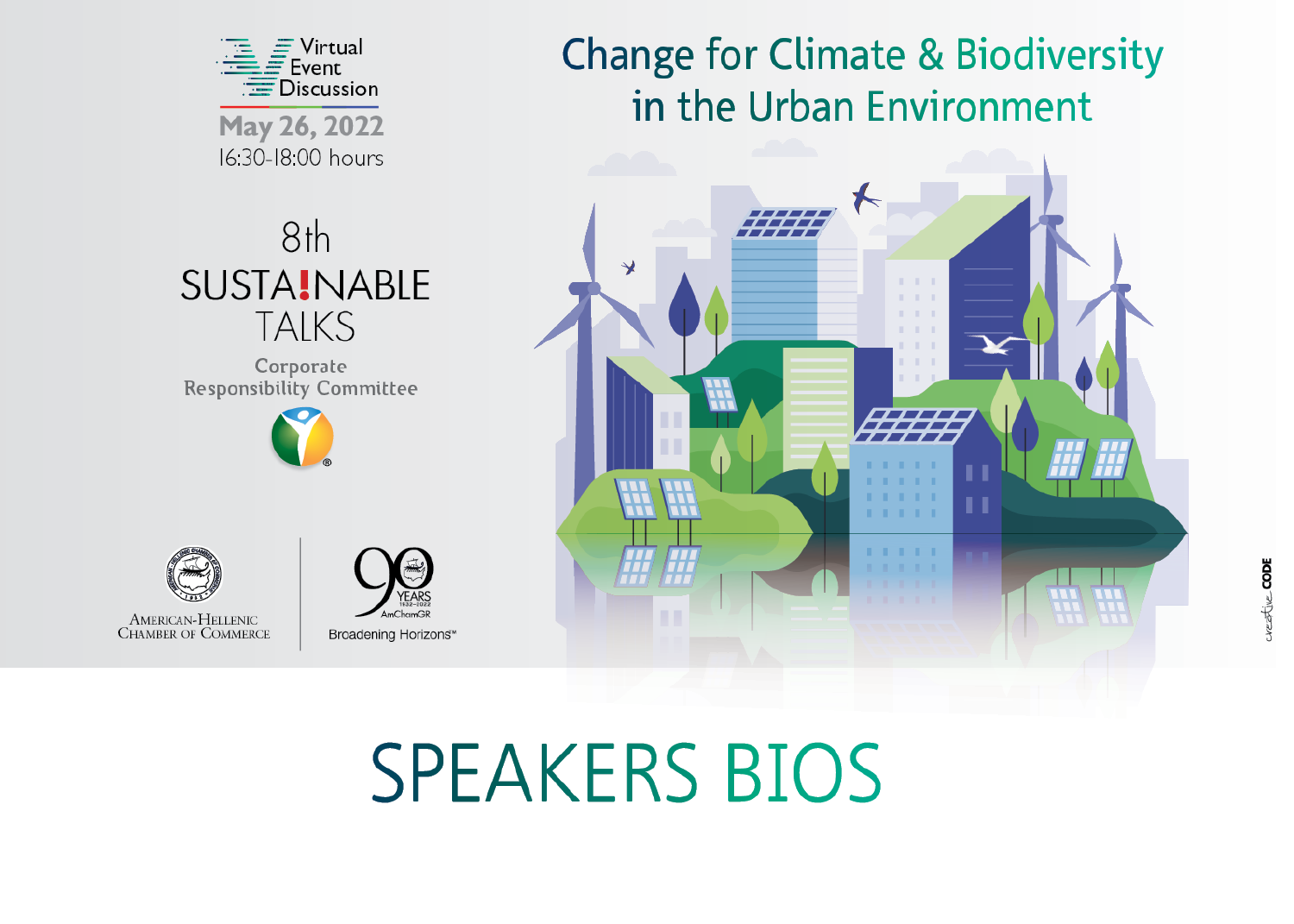Virtual Event Discussion

May 26, 2022
16:30-18:00 hours

# Change for Climate & Biodiversity in the Urban Environment

8th SUSTA!NABLE TALKS

Corporate Responsibility Committee

American-Hellenic Chamber of Commerce

90 YEARS 1932-2022 AmChamGR
Broadening Horizons℠

# SPEAKERS BIOS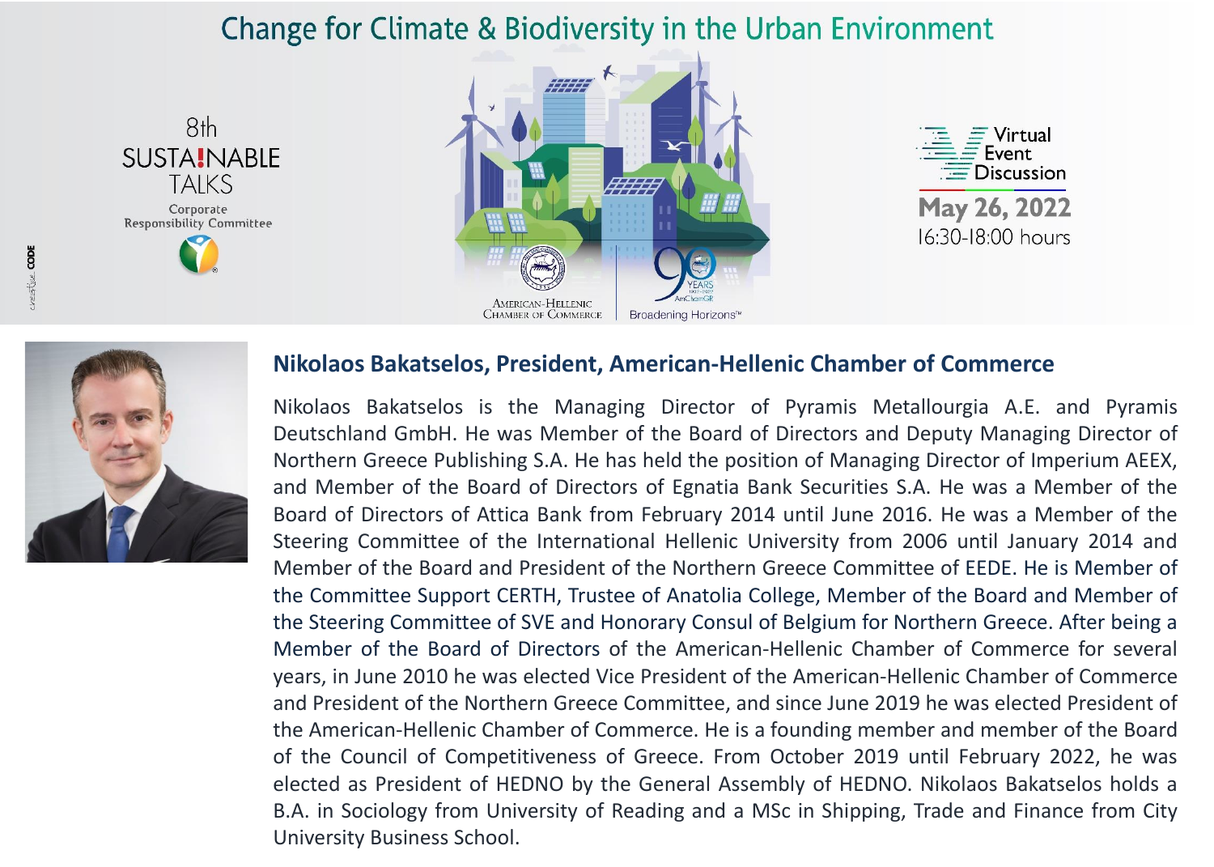# Change for Climate & Biodiversity in the Urban Environment

8th SUSTAINABLE TALKS
Corporate Responsibility Committee

Virtual Event Discussion
May 26, 2022
16:30-18:00 hours

AMERICAN-HELLENIC CHAMBER OF COMMERCE | Broadening Horizons™

## Nikolaos Bakatselos, President, American-Hellenic Chamber of Commerce

Nikolaos Bakatselos is the Managing Director of Pyramis Metallourgia A.E. and Pyramis Deutschland GmbH. He was Member of the Board of Directors and Deputy Managing Director of Northern Greece Publishing S.A. He has held the position of Managing Director of Imperium AEEX, and Member of the Board of Directors of Egnatia Bank Securities S.A. He was a Member of the Board of Directors of Attica Bank from February 2014 until June 2016. He was a Member of the Steering Committee of the International Hellenic University from 2006 until January 2014 and Member of the Board and President of the Northern Greece Committee of EEDE. He is Member of the Committee Support CERTH, Trustee of Anatolia College, Member of the Board and Member of the Steering Committee of SVE and Honorary Consul of Belgium for Northern Greece. After being a Member of the Board of Directors of the American-Hellenic Chamber of Commerce for several years, in June 2010 he was elected Vice President of the American-Hellenic Chamber of Commerce and President of the Northern Greece Committee, and since June 2019 he was elected President of the American-Hellenic Chamber of Commerce. He is a founding member and member of the Board of the Council of Competitiveness of Greece. From October 2019 until February 2022, he was elected as President of HEDNO by the General Assembly of HEDNO. Nikolaos Bakatselos holds a B.A. in Sociology from University of Reading and a MSc in Shipping, Trade and Finance from City University Business School.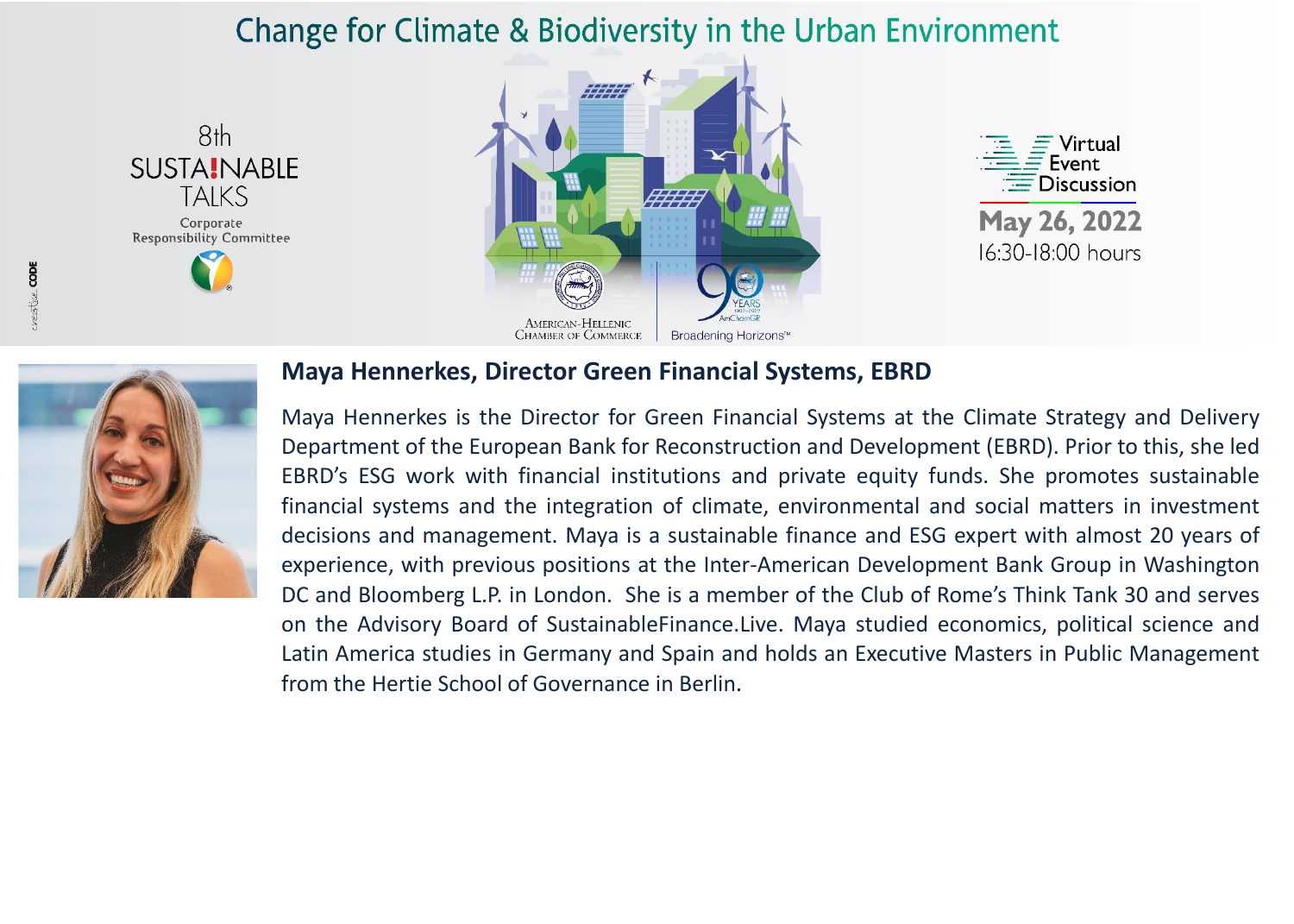# Change for Climate & Biodiversity in the Urban Environment

8th SUSTAINABLE TALKS

Corporate Responsibility Committee

Virtual Event Discussion

May 26, 2022

16:30-18:00 hours

AMERICAN-HELLENIC CHAMBER OF COMMERCE

Broadening Horizons™

**Maya Hennerkes, Director Green Financial Systems, EBRD**

Maya Hennerkes is the Director for Green Financial Systems at the Climate Strategy and Delivery Department of the European Bank for Reconstruction and Development (EBRD). Prior to this, she led EBRD's ESG work with financial institutions and private equity funds. She promotes sustainable financial systems and the integration of climate, environmental and social matters in investment decisions and management. Maya is a sustainable finance and ESG expert with almost 20 years of experience, with previous positions at the Inter-American Development Bank Group in Washington DC and Bloomberg L.P. in London. She is a member of the Club of Rome's Think Tank 30 and serves on the Advisory Board of SustainableFinance.Live. Maya studied economics, political science and Latin America studies in Germany and Spain and holds an Executive Masters in Public Management from the Hertie School of Governance in Berlin.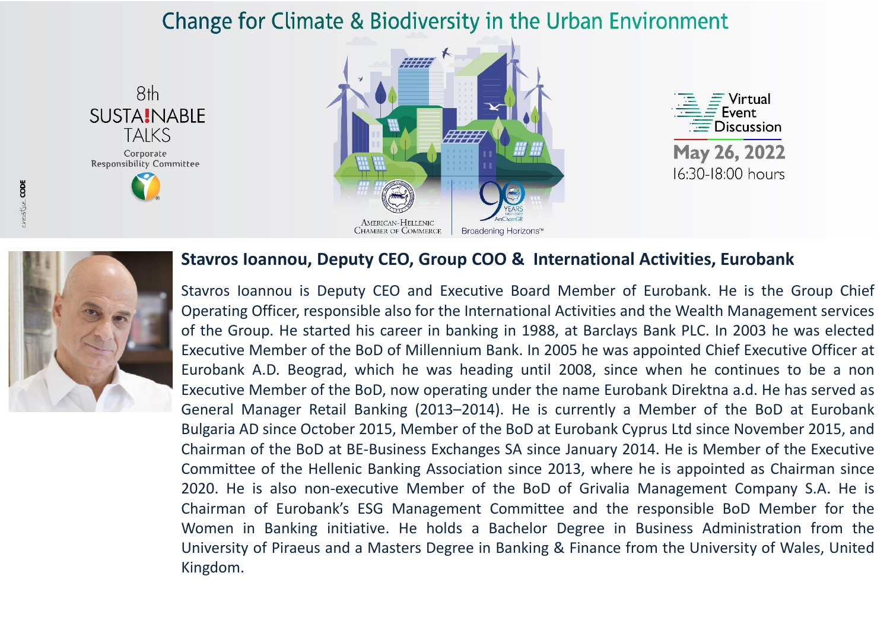# Change for Climate & Biodiversity in the Urban Environment

8th SUSTAINABLE TALKS

Corporate Responsibility Committee

American-Hellenic Chamber of Commerce | Broadening Horizons™

Virtual Event Discussion

May 26, 2022

16:30-18:00 hours

## Stavros Ioannou, Deputy CEO, Group COO & International Activities, Eurobank

Stavros Ioannou is Deputy CEO and Executive Board Member of Eurobank. He is the Group Chief Operating Officer, responsible also for the International Activities and the Wealth Management services of the Group. He started his career in banking in 1988, at Barclays Bank PLC. In 2003 he was elected Executive Member of the BoD of Millennium Bank. In 2005 he was appointed Chief Executive Officer at Eurobank A.D. Beograd, which he was heading until 2008, since when he continues to be a non Executive Member of the BoD, now operating under the name Eurobank Direktna a.d. He has served as General Manager Retail Banking (2013–2014). He is currently a Member of the BoD at Eurobank Bulgaria AD since October 2015, Member of the BoD at Eurobank Cyprus Ltd since November 2015, and Chairman of the BoD at BE-Business Exchanges SA since January 2014. He is Member of the Executive Committee of the Hellenic Banking Association since 2013, where he is appointed as Chairman since 2020. He is also non-executive Member of the BoD of Grivalia Management Company S.A. He is Chairman of Eurobank's ESG Management Committee and the responsible BoD Member for the Women in Banking initiative. He holds a Bachelor Degree in Business Administration from the University of Piraeus and a Masters Degree in Banking & Finance from the University of Wales, United Kingdom.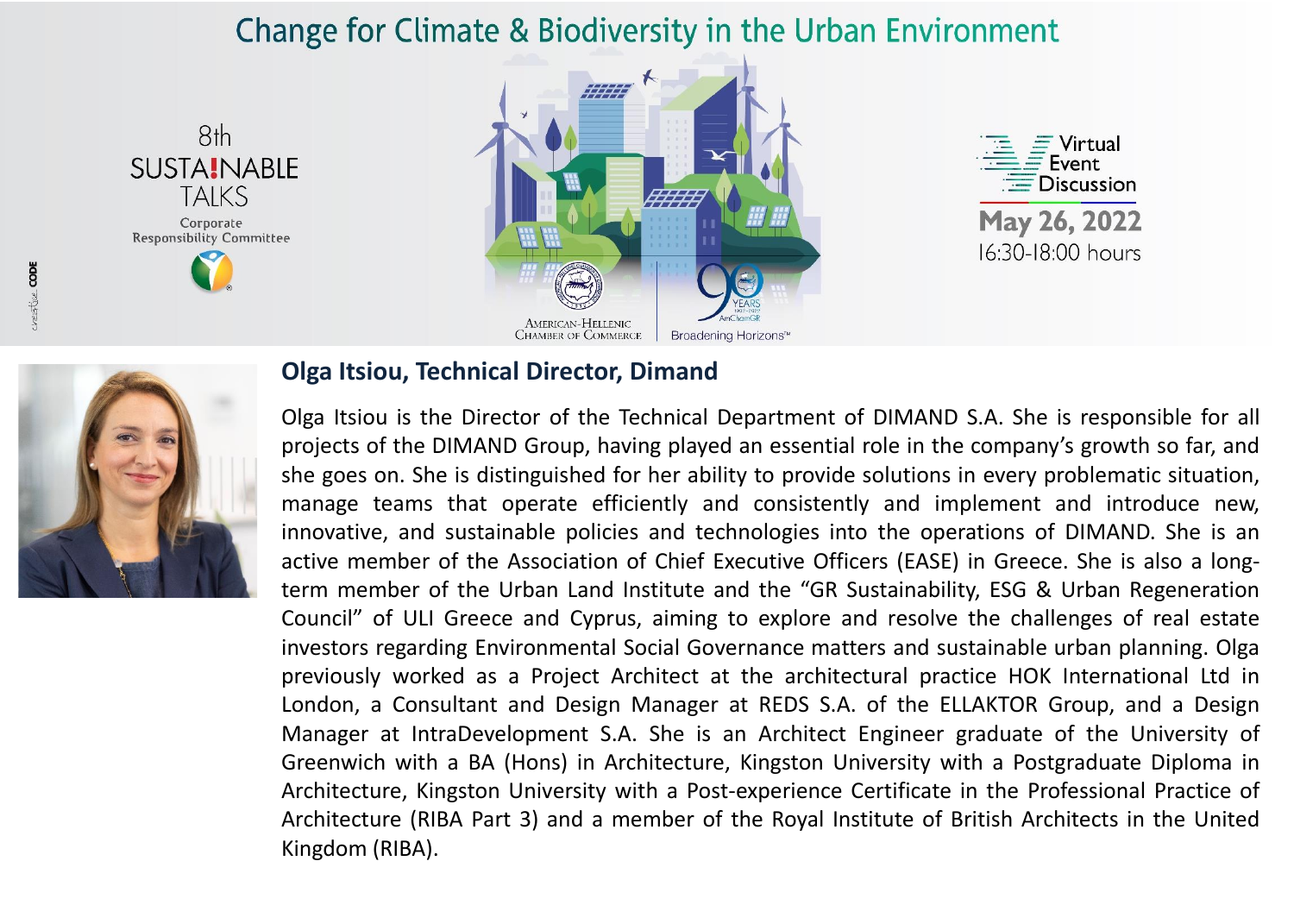# Change for Climate & Biodiversity in the Urban Environment

8th SUSTAINABLE TALKS
Corporate Responsibility Committee

Virtual Event Discussion
May 26, 2022
16:30-18:00 hours

AMERICAN-HELLENIC CHAMBER OF COMMERCE | Broadening Horizons™

## Olga Itsiou, Technical Director, Dimand

Olga Itsiou is the Director of the Technical Department of DIMAND S.A. She is responsible for all projects of the DIMAND Group, having played an essential role in the company's growth so far, and she goes on. She is distinguished for her ability to provide solutions in every problematic situation, manage teams that operate efficiently and consistently and implement and introduce new, innovative, and sustainable policies and technologies into the operations of DIMAND. She is an active member of the Association of Chief Executive Officers (EASE) in Greece. She is also a long-term member of the Urban Land Institute and the "GR Sustainability, ESG & Urban Regeneration Council" of ULI Greece and Cyprus, aiming to explore and resolve the challenges of real estate investors regarding Environmental Social Governance matters and sustainable urban planning. Olga previously worked as a Project Architect at the architectural practice HOK International Ltd in London, a Consultant and Design Manager at REDS S.A. of the ELLAKTOR Group, and a Design Manager at IntraDevelopment S.A. She is an Architect Engineer graduate of the University of Greenwich with a BA (Hons) in Architecture, Kingston University with a Postgraduate Diploma in Architecture, Kingston University with a Post-experience Certificate in the Professional Practice of Architecture (RIBA Part 3) and a member of the Royal Institute of British Architects in the United Kingdom (RIBA).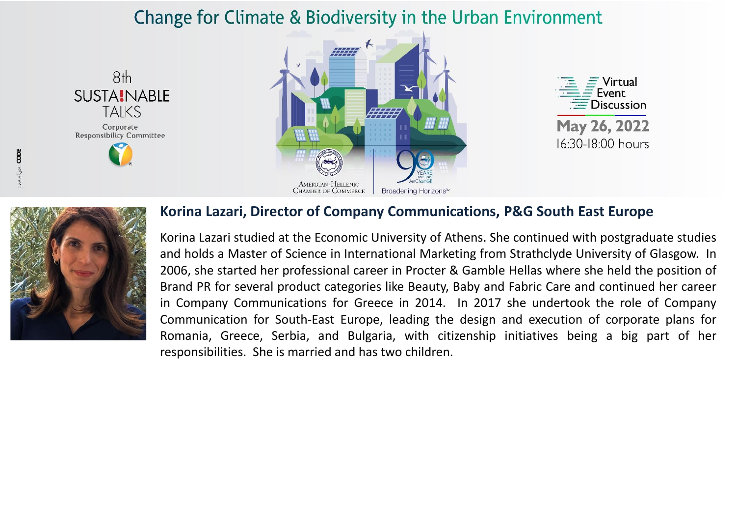# Change for Climate & Biodiversity in the Urban Environment

8th SUSTA!NABLE TALKS

Corporate Responsibility Committee

Virtual Event Discussion

May 26, 2022

16:30-18:00 hours

AMERICAN-HELLENIC CHAMBER OF COMMERCE

90 YEARS AmChamGR Broadening Horizons™

## Korina Lazari, Director of Company Communications, P&G South East Europe

Korina Lazari studied at the Economic University of Athens. She continued with postgraduate studies and holds a Master of Science in International Marketing from Strathclyde University of Glasgow. In 2006, she started her professional career in Procter & Gamble Hellas where she held the position of Brand PR for several product categories like Beauty, Baby and Fabric Care and continued her career in Company Communications for Greece in 2014. In 2017 she undertook the role of Company Communication for South-East Europe, leading the design and execution of corporate plans for Romania, Greece, Serbia, and Bulgaria, with citizenship initiatives being a big part of her responsibilities. She is married and has two children.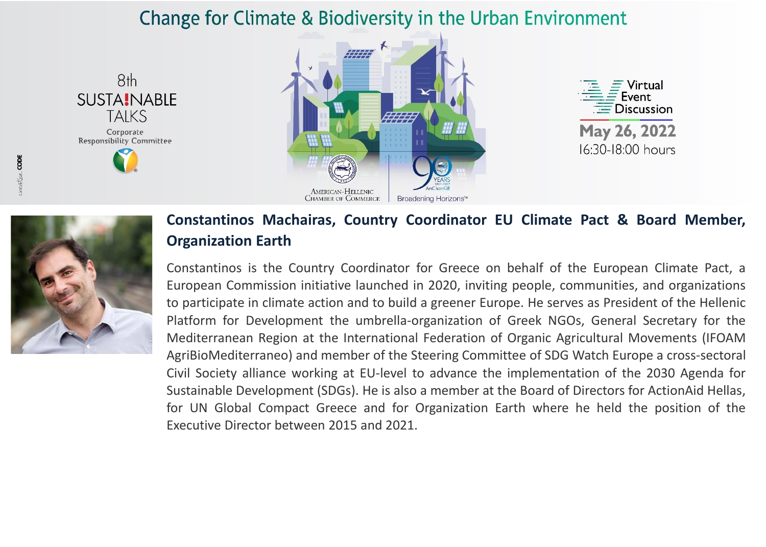# Change for Climate & Biodiversity in the Urban Environment

8th SUSTAINABLE TALKS
Corporate Responsibility Committee

Virtual Event Discussion
May 26, 2022
16:30-18:00 hours

AMERICAN-HELLENIC CHAMBER OF COMMERCE | Broadening Horizons™

## Constantinos Machairas, Country Coordinator EU Climate Pact & Board Member, Organization Earth

Constantinos is the Country Coordinator for Greece on behalf of the European Climate Pact, a European Commission initiative launched in 2020, inviting people, communities, and organizations to participate in climate action and to build a greener Europe. He serves as President of the Hellenic Platform for Development the umbrella-organization of Greek NGOs, General Secretary for the Mediterranean Region at the International Federation of Organic Agricultural Movements (IFOAM AgriBioMediterraneo) and member of the Steering Committee of SDG Watch Europe a cross-sectoral Civil Society alliance working at EU-level to advance the implementation of the 2030 Agenda for Sustainable Development (SDGs). He is also a member at the Board of Directors for ActionAid Hellas, for UN Global Compact Greece and for Organization Earth where he held the position of the Executive Director between 2015 and 2021.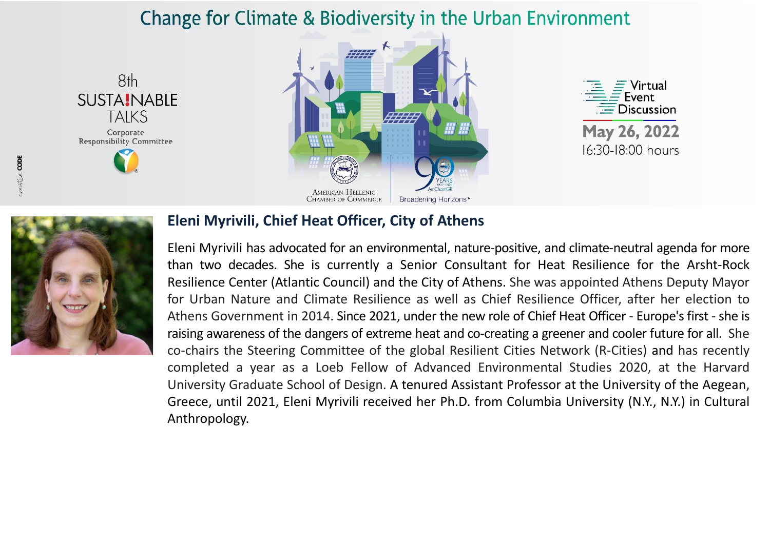# Change for Climate & Biodiversity in the Urban Environment

8th SUSTAINABLE TALKS

Corporate Responsibility Committee

American-Hellenic Chamber of Commerce | Broadening Horizons™

Virtual Event Discussion

May 26, 2022

16:30-18:00 hours

## Eleni Myrivili, Chief Heat Officer, City of Athens

Eleni Myrivili has advocated for an environmental, nature-positive, and climate-neutral agenda for more than two decades. She is currently a Senior Consultant for Heat Resilience for the Arsht-Rock Resilience Center (Atlantic Council) and the City of Athens. She was appointed Athens Deputy Mayor for Urban Nature and Climate Resilience as well as Chief Resilience Officer, after her election to Athens Government in 2014. Since 2021, under the new role of Chief Heat Officer - Europe's first - she is raising awareness of the dangers of extreme heat and co-creating a greener and cooler future for all. She co-chairs the Steering Committee of the global Resilient Cities Network (R-Cities) and has recently completed a year as a Loeb Fellow of Advanced Environmental Studies 2020, at the Harvard University Graduate School of Design. A tenured Assistant Professor at the University of the Aegean, Greece, until 2021, Eleni Myrivili received her Ph.D. from Columbia University (N.Y., N.Y.) in Cultural Anthropology.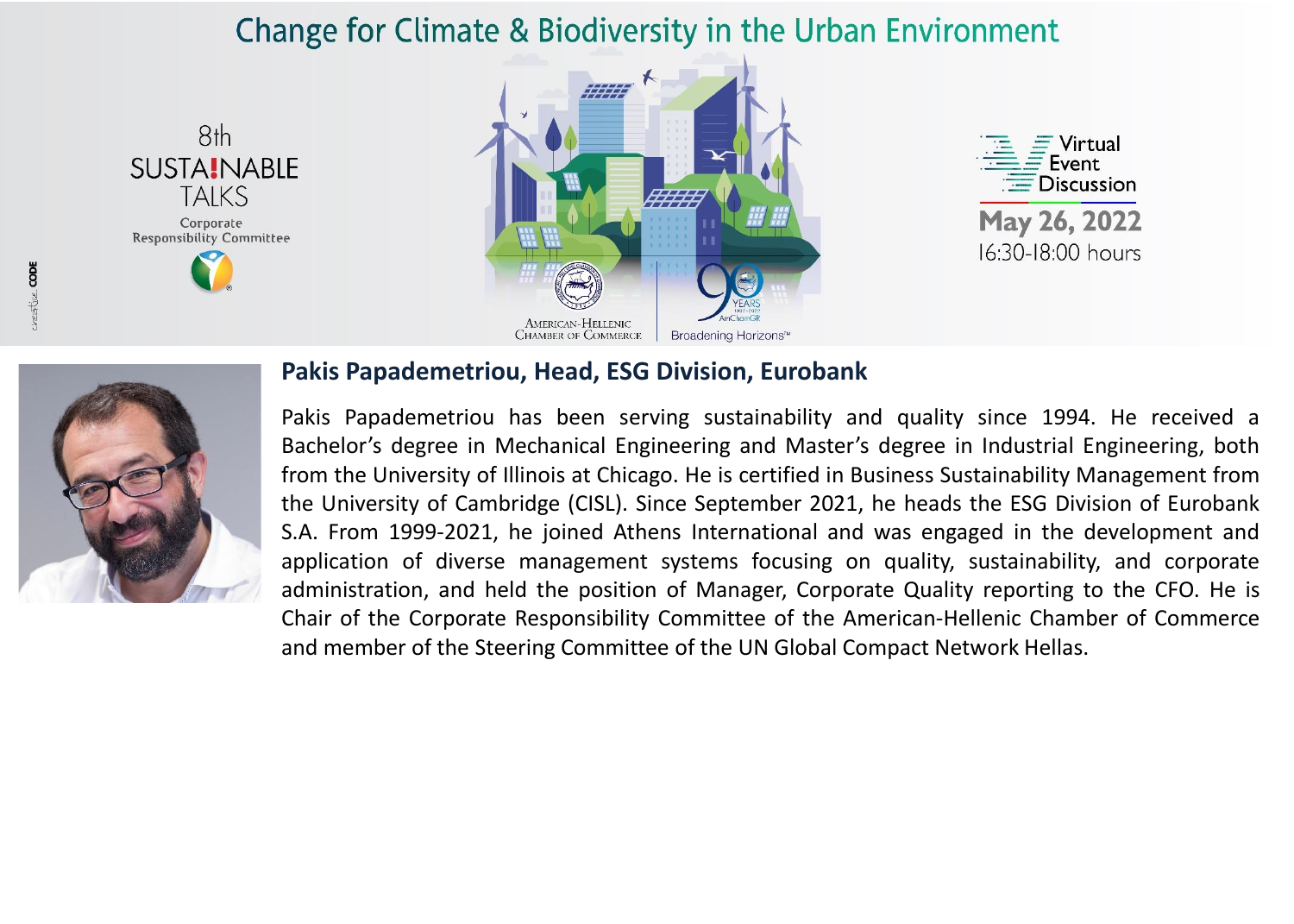# Change for Climate & Biodiversity in the Urban Environment

8th SUSTAINABLE TALKS
Corporate Responsibility Committee

AMERICAN-HELLENIC CHAMBER OF COMMERCE | Broadening Horizons™

Virtual Event Discussion
May 26, 2022
16:30-18:00 hours

## Pakis Papademetriou, Head, ESG Division, Eurobank

Pakis Papademetriou has been serving sustainability and quality since 1994. He received a Bachelor's degree in Mechanical Engineering and Master's degree in Industrial Engineering, both from the University of Illinois at Chicago. He is certified in Business Sustainability Management from the University of Cambridge (CISL). Since September 2021, he heads the ESG Division of Eurobank S.A. From 1999-2021, he joined Athens International and was engaged in the development and application of diverse management systems focusing on quality, sustainability, and corporate administration, and held the position of Manager, Corporate Quality reporting to the CFO. He is Chair of the Corporate Responsibility Committee of the American-Hellenic Chamber of Commerce and member of the Steering Committee of the UN Global Compact Network Hellas.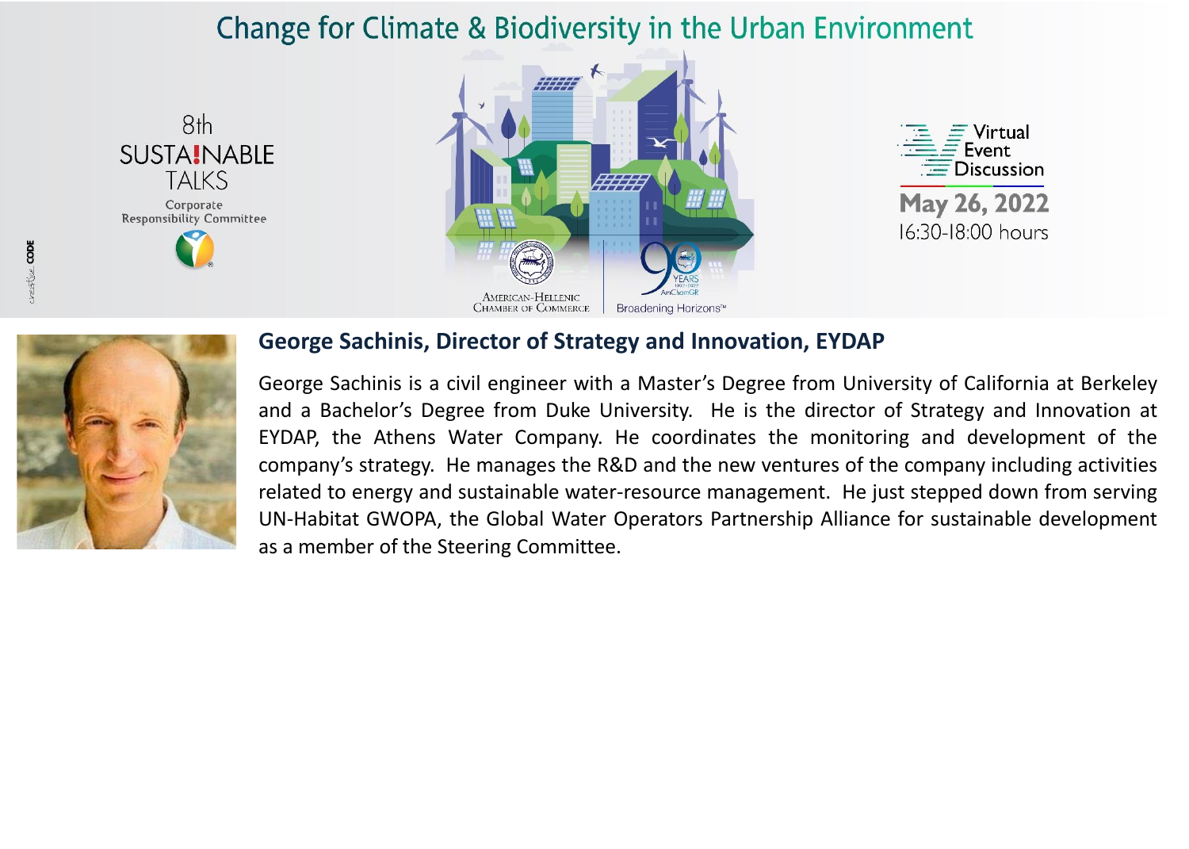# Change for Climate & Biodiversity in the Urban Environment

8th SUSTAINABLE TALKS

Corporate Responsibility Committee

AMERICAN-HELLENIC CHAMBER OF COMMERCE

90 YEARS AmChamGR Broadening Horizons™

Virtual Event Discussion

May 26, 2022

16:30-18:00 hours

## George Sachinis, Director of Strategy and Innovation, EYDAP

George Sachinis is a civil engineer with a Master's Degree from University of California at Berkeley and a Bachelor's Degree from Duke University. He is the director of Strategy and Innovation at EYDAP, the Athens Water Company. He coordinates the monitoring and development of the company's strategy. He manages the R&D and the new ventures of the company including activities related to energy and sustainable water-resource management. He just stepped down from serving UN-Habitat GWOPA, the Global Water Operators Partnership Alliance for sustainable development as a member of the Steering Committee.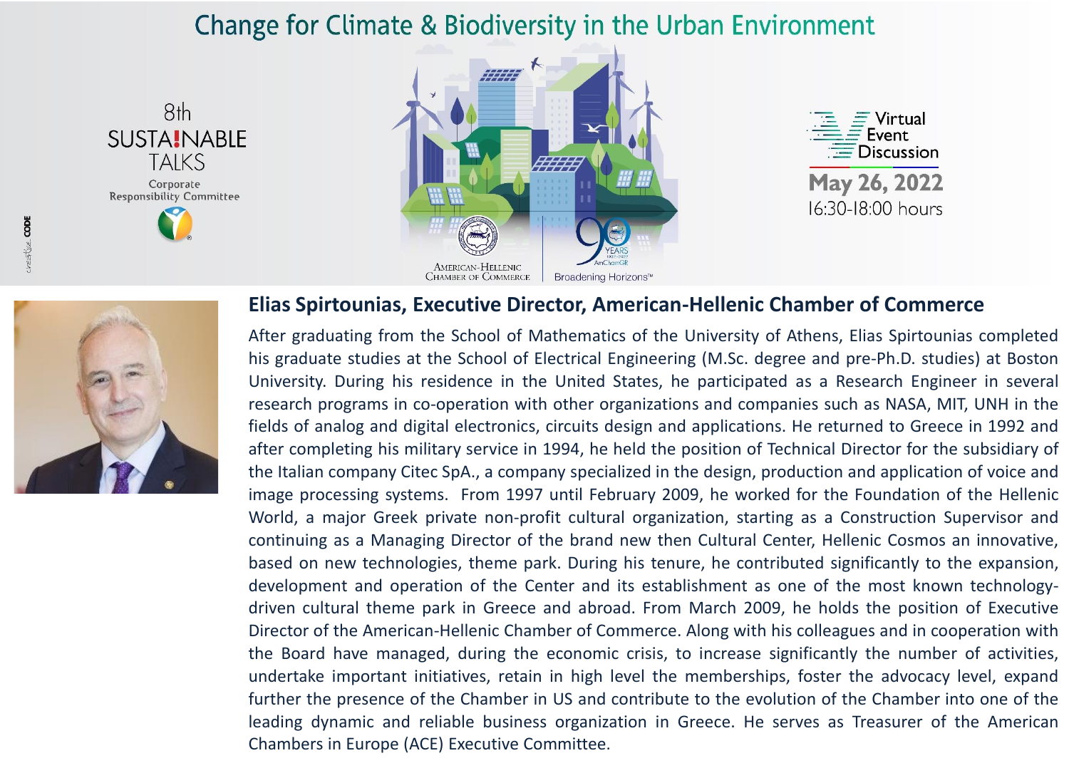# Change for Climate & Biodiversity in the Urban Environment

8th SUSTA!NABLE TALKS

Corporate Responsibility Committee

American-Hellenic Chamber of Commerce

90 YEARS AmChamGR

Broadening Horizons™

Virtual Event Discussion

May 26, 2022

16:30-18:00 hours

## Elias Spirtounias, Executive Director, American-Hellenic Chamber of Commerce

After graduating from the School of Mathematics of the University of Athens, Elias Spirtounias completed his graduate studies at the School of Electrical Engineering (M.Sc. degree and pre-Ph.D. studies) at Boston University. During his residence in the United States, he participated as a Research Engineer in several research programs in co-operation with other organizations and companies such as NASA, MIT, UNH in the fields of analog and digital electronics, circuits design and applications. He returned to Greece in 1992 and after completing his military service in 1994, he held the position of Technical Director for the subsidiary of the Italian company Citec SpA., a company specialized in the design, production and application of voice and image processing systems. From 1997 until February 2009, he worked for the Foundation of the Hellenic World, a major Greek private non-profit cultural organization, starting as a Construction Supervisor and continuing as a Managing Director of the brand new then Cultural Center, Hellenic Cosmos an innovative, based on new technologies, theme park. During his tenure, he contributed significantly to the expansion, development and operation of the Center and its establishment as one of the most known technology-driven cultural theme park in Greece and abroad. From March 2009, he holds the position of Executive Director of the American-Hellenic Chamber of Commerce. Along with his colleagues and in cooperation with the Board have managed, during the economic crisis, to increase significantly the number of activities, undertake important initiatives, retain in high level the memberships, foster the advocacy level, expand further the presence of the Chamber in US and contribute to the evolution of the Chamber into one of the leading dynamic and reliable business organization in Greece. He serves as Treasurer of the American Chambers in Europe (ACE) Executive Committee.